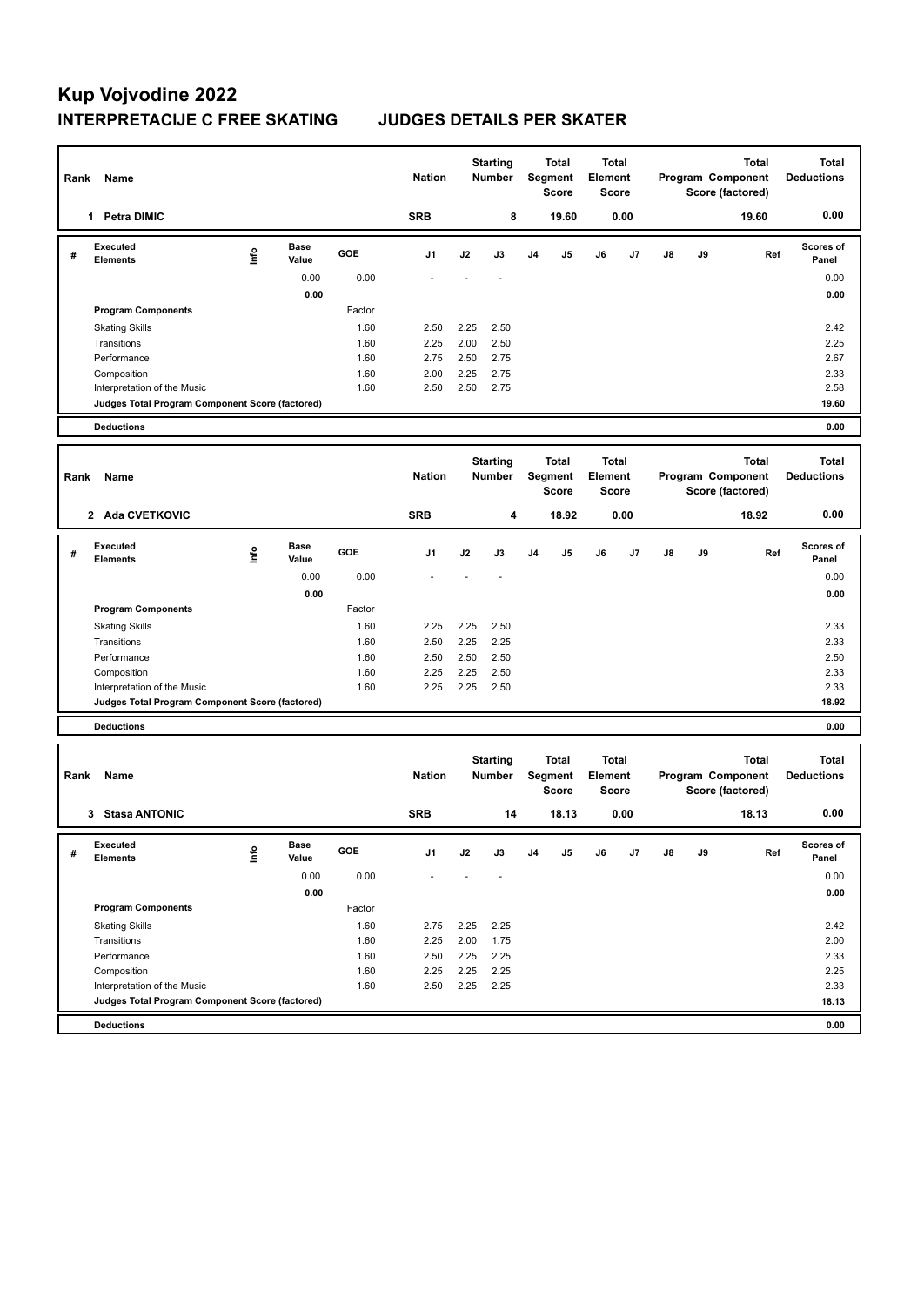# Kup Vojvodine 2022

## INTERPRETACIJE C FREE SKATING JUDGES DETAILS PER SKATER

| Rank | Name | Nation | Starting Number | Total Segment Score | Total Element Score | Total Program Component Score (factored) | Total Deductions |
|---|---|---|---|---|---|---|---|
| 1 | Petra DIMIC | SRB | 8 | 19.60 | 0.00 | 19.60 | 0.00 |

| # | Executed Elements | Info | Base Value | GOE | J1 | J2 | J3 | J4 | J5 | J6 | J7 | J8 | J9 | Ref | Scores of Panel |
|---|---|---|---|---|---|---|---|---|---|---|---|---|---|---|---|
| | | | 0.00 | 0.00 | - | - | - | | | | | | | | 0.00 |
| | | | 0.00 | | | | | | | | | | | | 0.00 |
| | Program Components | | | Factor | | | | | | | | | | | |
| | Skating Skills | | | 1.60 | 2.50 | 2.25 | 2.50 | | | | | | | | 2.42 |
| | Transitions | | | 1.60 | 2.25 | 2.00 | 2.50 | | | | | | | | 2.25 |
| | Performance | | | 1.60 | 2.75 | 2.50 | 2.75 | | | | | | | | 2.67 |
| | Composition | | | 1.60 | 2.00 | 2.25 | 2.75 | | | | | | | | 2.33 |
| | Interpretation of the Music | | | 1.60 | 2.50 | 2.50 | 2.75 | | | | | | | | 2.58 |
| | Judges Total Program Component Score (factored) | | | | | | | | | | | | | | 19.60 |
| | Deductions | | | | | | | | | | | | | | 0.00 |

| Rank | Name | Nation | Starting Number | Total Segment Score | Total Element Score | Total Program Component Score (factored) | Total Deductions |
|---|---|---|---|---|---|---|---|
| 2 | Ada CVETKOVIC | SRB | 4 | 18.92 | 0.00 | 18.92 | 0.00 |

| # | Executed Elements | Info | Base Value | GOE | J1 | J2 | J3 | J4 | J5 | J6 | J7 | J8 | J9 | Ref | Scores of Panel |
|---|---|---|---|---|---|---|---|---|---|---|---|---|---|---|---|
| | | | 0.00 | 0.00 | - | - | - | | | | | | | | 0.00 |
| | | | 0.00 | | | | | | | | | | | | 0.00 |
| | Program Components | | | Factor | | | | | | | | | | | |
| | Skating Skills | | | 1.60 | 2.25 | 2.25 | 2.50 | | | | | | | | 2.33 |
| | Transitions | | | 1.60 | 2.50 | 2.25 | 2.25 | | | | | | | | 2.33 |
| | Performance | | | 1.60 | 2.50 | 2.50 | 2.50 | | | | | | | | 2.50 |
| | Composition | | | 1.60 | 2.25 | 2.25 | 2.50 | | | | | | | | 2.33 |
| | Interpretation of the Music | | | 1.60 | 2.25 | 2.25 | 2.50 | | | | | | | | 2.33 |
| | Judges Total Program Component Score (factored) | | | | | | | | | | | | | | 18.92 |
| | Deductions | | | | | | | | | | | | | | 0.00 |

| Rank | Name | Nation | Starting Number | Total Segment Score | Total Element Score | Total Program Component Score (factored) | Total Deductions |
|---|---|---|---|---|---|---|---|
| 3 | Stasa ANTONIC | SRB | 14 | 18.13 | 0.00 | 18.13 | 0.00 |

| # | Executed Elements | Info | Base Value | GOE | J1 | J2 | J3 | J4 | J5 | J6 | J7 | J8 | J9 | Ref | Scores of Panel |
|---|---|---|---|---|---|---|---|---|---|---|---|---|---|---|---|
| | | | 0.00 | 0.00 | - | - | - | | | | | | | | 0.00 |
| | | | 0.00 | | | | | | | | | | | | 0.00 |
| | Program Components | | | Factor | | | | | | | | | | | |
| | Skating Skills | | | 1.60 | 2.75 | 2.25 | 2.25 | | | | | | | | 2.42 |
| | Transitions | | | 1.60 | 2.25 | 2.00 | 1.75 | | | | | | | | 2.00 |
| | Performance | | | 1.60 | 2.50 | 2.25 | 2.25 | | | | | | | | 2.33 |
| | Composition | | | 1.60 | 2.25 | 2.25 | 2.25 | | | | | | | | 2.25 |
| | Interpretation of the Music | | | 1.60 | 2.50 | 2.25 | 2.25 | | | | | | | | 2.33 |
| | Judges Total Program Component Score (factored) | | | | | | | | | | | | | | 18.13 |
| | Deductions | | | | | | | | | | | | | | 0.00 |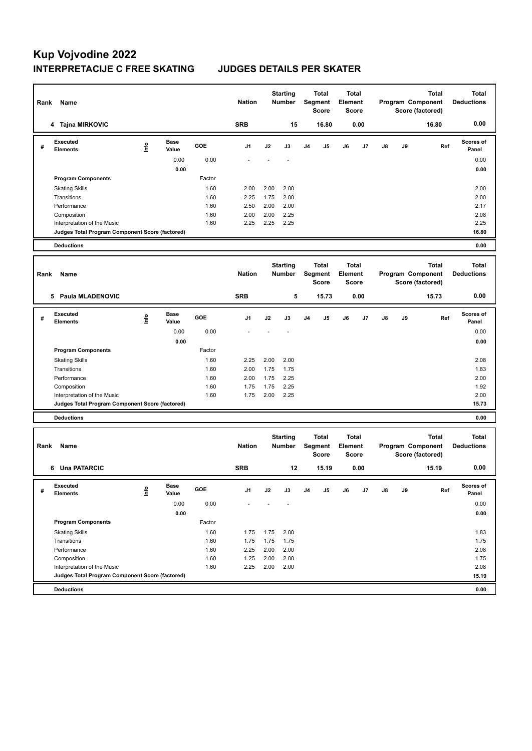# Kup Vojvodine 2022

## INTERPRETACIJE C FREE SKATING    JUDGES DETAILS PER SKATER

| Rank | Name | Nation | Starting Number | Total Segment Score | Total Element Score | Total Program Component Score (factored) | Total Deductions |
|---|---|---|---|---|---|---|---|
| 4 | Tajna MIRKOVIC | SRB | 15 | 16.80 | 0.00 | 16.80 | 0.00 |

| # | Executed Elements | Info | Base Value | GOE | J1 | J2 | J3 | J4 | J5 | J6 | J7 | J8 | J9 | Ref | Scores of Panel |
|---|---|---|---|---|---|---|---|---|---|---|---|---|---|---|---|
| | | | 0.00 | 0.00 | - | - | - | | | | | | | | 0.00 |
| | | | 0.00 | | | | | | | | | | | | 0.00 |
| | Program Components | | | Factor | | | | | | | | | | | |
| | Skating Skills | | | 1.60 | 2.00 | 2.00 | 2.00 | | | | | | | | 2.00 |
| | Transitions | | | 1.60 | 2.25 | 1.75 | 2.00 | | | | | | | | 2.00 |
| | Performance | | | 1.60 | 2.50 | 2.00 | 2.00 | | | | | | | | 2.17 |
| | Composition | | | 1.60 | 2.00 | 2.00 | 2.25 | | | | | | | | 2.08 |
| | Interpretation of the Music | | | 1.60 | 2.25 | 2.25 | 2.25 | | | | | | | | 2.25 |
| | Judges Total Program Component Score (factored) | | | | | | | | | | | | | | 16.80 |
| | Deductions | | | | | | | | | | | | | | 0.00 |

| Rank | Name | Nation | Starting Number | Total Segment Score | Total Element Score | Total Program Component Score (factored) | Total Deductions |
|---|---|---|---|---|---|---|---|
| 5 | Paula MLADENOVIC | SRB | 5 | 15.73 | 0.00 | 15.73 | 0.00 |

| # | Executed Elements | Info | Base Value | GOE | J1 | J2 | J3 | J4 | J5 | J6 | J7 | J8 | J9 | Ref | Scores of Panel |
|---|---|---|---|---|---|---|---|---|---|---|---|---|---|---|---|
| | | | 0.00 | 0.00 | - | - | - | | | | | | | | 0.00 |
| | | | 0.00 | | | | | | | | | | | | 0.00 |
| | Program Components | | | Factor | | | | | | | | | | | |
| | Skating Skills | | | 1.60 | 2.25 | 2.00 | 2.00 | | | | | | | | 2.08 |
| | Transitions | | | 1.60 | 2.00 | 1.75 | 1.75 | | | | | | | | 1.83 |
| | Performance | | | 1.60 | 2.00 | 1.75 | 2.25 | | | | | | | | 2.00 |
| | Composition | | | 1.60 | 1.75 | 1.75 | 2.25 | | | | | | | | 1.92 |
| | Interpretation of the Music | | | 1.60 | 1.75 | 2.00 | 2.25 | | | | | | | | 2.00 |
| | Judges Total Program Component Score (factored) | | | | | | | | | | | | | | 15.73 |
| | Deductions | | | | | | | | | | | | | | 0.00 |

| Rank | Name | Nation | Starting Number | Total Segment Score | Total Element Score | Total Program Component Score (factored) | Total Deductions |
|---|---|---|---|---|---|---|---|
| 6 | Una PATARCIC | SRB | 12 | 15.19 | 0.00 | 15.19 | 0.00 |

| # | Executed Elements | Info | Base Value | GOE | J1 | J2 | J3 | J4 | J5 | J6 | J7 | J8 | J9 | Ref | Scores of Panel |
|---|---|---|---|---|---|---|---|---|---|---|---|---|---|---|---|
| | | | 0.00 | 0.00 | - | - | - | | | | | | | | 0.00 |
| | | | 0.00 | | | | | | | | | | | | 0.00 |
| | Program Components | | | Factor | | | | | | | | | | | |
| | Skating Skills | | | 1.60 | 1.75 | 1.75 | 2.00 | | | | | | | | 1.83 |
| | Transitions | | | 1.60 | 1.75 | 1.75 | 1.75 | | | | | | | | 1.75 |
| | Performance | | | 1.60 | 2.25 | 2.00 | 2.00 | | | | | | | | 2.08 |
| | Composition | | | 1.60 | 1.25 | 2.00 | 2.00 | | | | | | | | 1.75 |
| | Interpretation of the Music | | | 1.60 | 2.25 | 2.00 | 2.00 | | | | | | | | 2.08 |
| | Judges Total Program Component Score (factored) | | | | | | | | | | | | | | 15.19 |
| | Deductions | | | | | | | | | | | | | | 0.00 |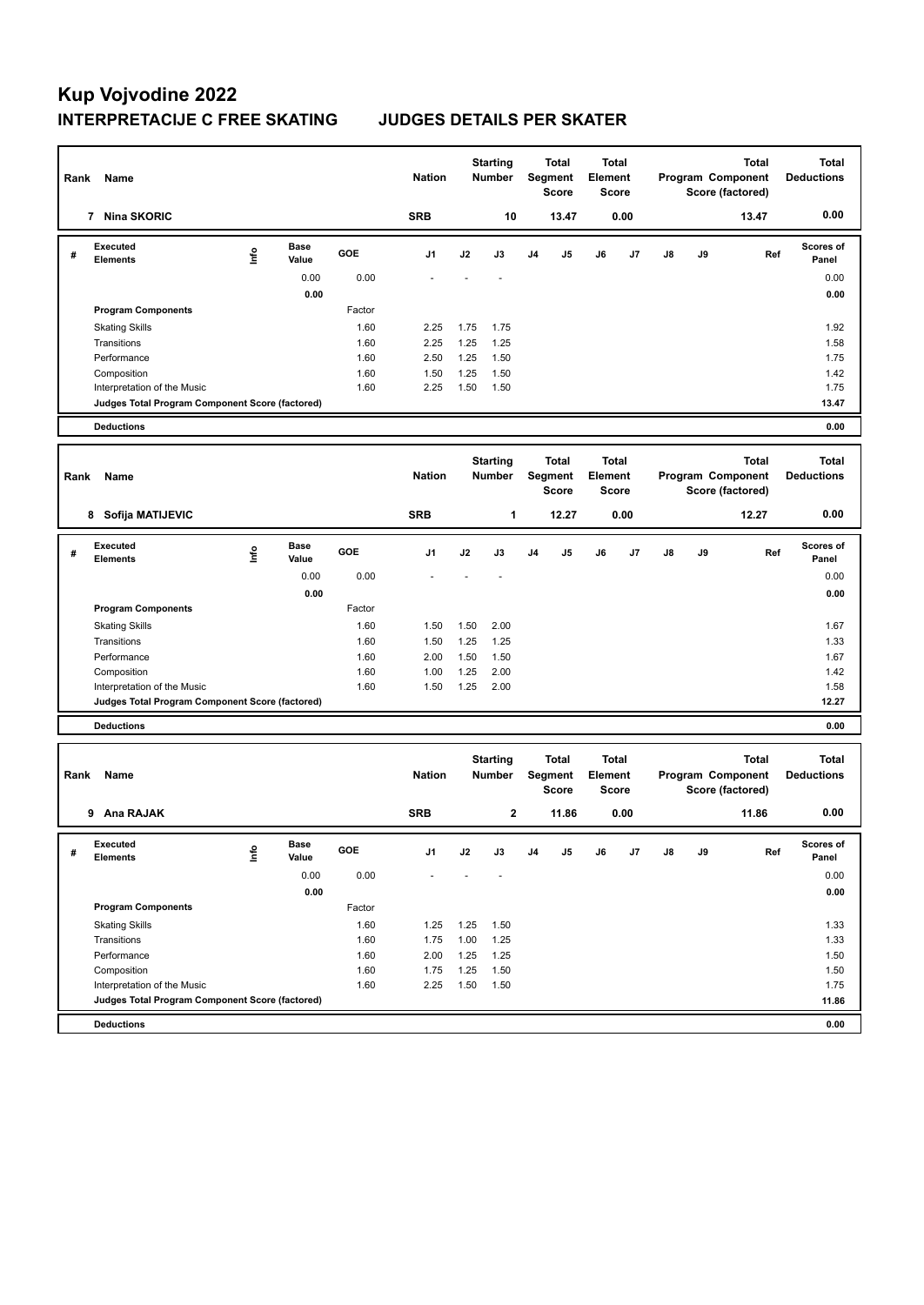# Kup Vojvodine 2022

## INTERPRETACIJE C FREE SKATING JUDGES DETAILS PER SKATER

| Rank | Name | Nation | Starting Number | Total Segment Score | Total Element Score | Total Program Component Score (factored) | Total Deductions |
|---|---|---|---|---|---|---|---|
| 7 | Nina SKORIC | SRB | 10 | 13.47 | 0.00 | 13.47 | 0.00 |

| # | Executed Elements | Info | Base Value | GOE | J1 | J2 | J3 | J4 | J5 | J6 | J7 | J8 | J9 | Ref | Scores of Panel |
|---|---|---|---|---|---|---|---|---|---|---|---|---|---|---|---|
| | | | 0.00 | 0.00 | - | - | - | | | | | | | | 0.00 |
| | | | 0.00 | | | | | | | | | | | | 0.00 |
| | Program Components | | | Factor | | | | | | | | | | | |
| | Skating Skills | | | 1.60 | 2.25 | 1.75 | 1.75 | | | | | | | | 1.92 |
| | Transitions | | | 1.60 | 2.25 | 1.25 | 1.25 | | | | | | | | 1.58 |
| | Performance | | | 1.60 | 2.50 | 1.25 | 1.50 | | | | | | | | 1.75 |
| | Composition | | | 1.60 | 1.50 | 1.25 | 1.50 | | | | | | | | 1.42 |
| | Interpretation of the Music | | | 1.60 | 2.25 | 1.50 | 1.50 | | | | | | | | 1.75 |
| | Judges Total Program Component Score (factored) | | | | | | | | | | | | | | 13.47 |
| | Deductions | | | | | | | | | | | | | | 0.00 |

| Rank | Name | Nation | Starting Number | Total Segment Score | Total Element Score | Total Program Component Score (factored) | Total Deductions |
|---|---|---|---|---|---|---|---|
| 8 | Sofija MATIJEVIC | SRB | 1 | 12.27 | 0.00 | 12.27 | 0.00 |

| # | Executed Elements | Info | Base Value | GOE | J1 | J2 | J3 | J4 | J5 | J6 | J7 | J8 | J9 | Ref | Scores of Panel |
|---|---|---|---|---|---|---|---|---|---|---|---|---|---|---|---|
| | | | 0.00 | 0.00 | - | - | - | | | | | | | | 0.00 |
| | | | 0.00 | | | | | | | | | | | | 0.00 |
| | Program Components | | | Factor | | | | | | | | | | | |
| | Skating Skills | | | 1.60 | 1.50 | 1.50 | 2.00 | | | | | | | | 1.67 |
| | Transitions | | | 1.60 | 1.50 | 1.25 | 1.25 | | | | | | | | 1.33 |
| | Performance | | | 1.60 | 2.00 | 1.50 | 1.50 | | | | | | | | 1.67 |
| | Composition | | | 1.60 | 1.00 | 1.25 | 2.00 | | | | | | | | 1.42 |
| | Interpretation of the Music | | | 1.60 | 1.50 | 1.25 | 2.00 | | | | | | | | 1.58 |
| | Judges Total Program Component Score (factored) | | | | | | | | | | | | | | 12.27 |
| | Deductions | | | | | | | | | | | | | | 0.00 |

| Rank | Name | Nation | Starting Number | Total Segment Score | Total Element Score | Total Program Component Score (factored) | Total Deductions |
|---|---|---|---|---|---|---|---|
| 9 | Ana RAJAK | SRB | 2 | 11.86 | 0.00 | 11.86 | 0.00 |

| # | Executed Elements | Info | Base Value | GOE | J1 | J2 | J3 | J4 | J5 | J6 | J7 | J8 | J9 | Ref | Scores of Panel |
|---|---|---|---|---|---|---|---|---|---|---|---|---|---|---|---|
| | | | 0.00 | 0.00 | - | - | - | | | | | | | | 0.00 |
| | | | 0.00 | | | | | | | | | | | | 0.00 |
| | Program Components | | | Factor | | | | | | | | | | | |
| | Skating Skills | | | 1.60 | 1.25 | 1.25 | 1.50 | | | | | | | | 1.33 |
| | Transitions | | | 1.60 | 1.75 | 1.00 | 1.25 | | | | | | | | 1.33 |
| | Performance | | | 1.60 | 2.00 | 1.25 | 1.25 | | | | | | | | 1.50 |
| | Composition | | | 1.60 | 1.75 | 1.25 | 1.50 | | | | | | | | 1.50 |
| | Interpretation of the Music | | | 1.60 | 2.25 | 1.50 | 1.50 | | | | | | | | 1.75 |
| | Judges Total Program Component Score (factored) | | | | | | | | | | | | | | 11.86 |
| | Deductions | | | | | | | | | | | | | | 0.00 |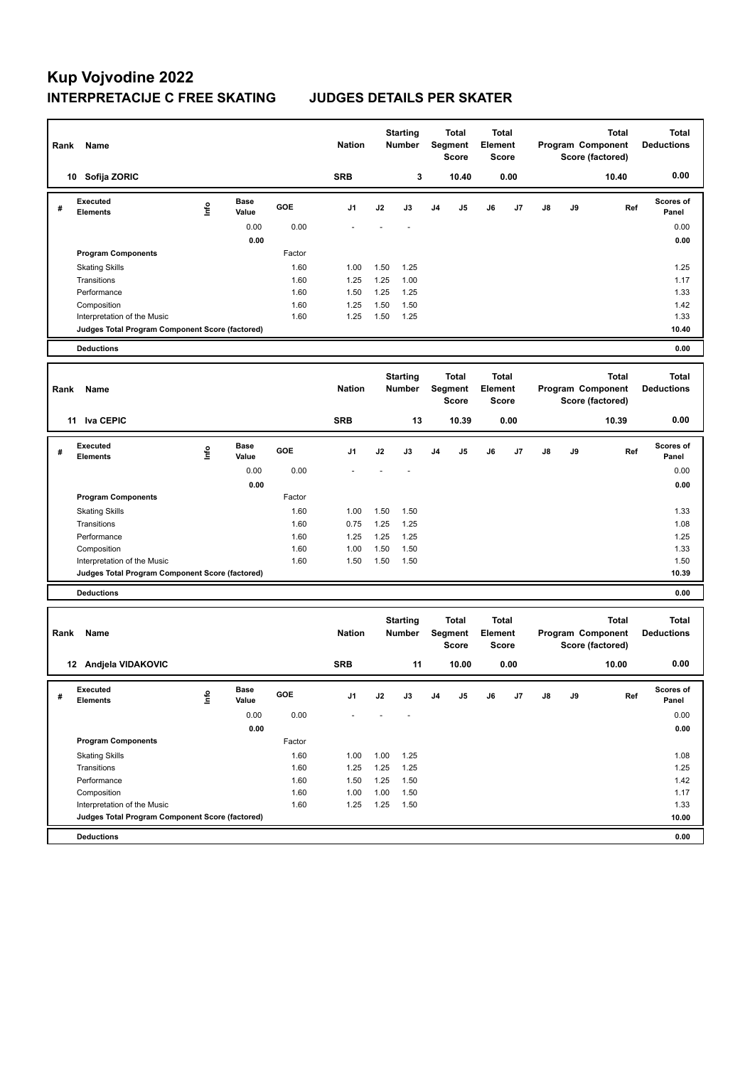# Kup Vojvodine 2022

## INTERPRETACIJE C FREE SKATING JUDGES DETAILS PER SKATER

| Rank | Name | Nation | Starting Number | Total Segment Score | Total Element Score | Total Program Component Score (factored) | Total Deductions |
|---|---|---|---|---|---|---|---|
| 10 | Sofija ZORIC | SRB | 3 | 10.40 | 0.00 | 10.40 | 0.00 |

| # | Executed Elements | Info | Base Value | GOE | J1 | J2 | J3 | J4 | J5 | J6 | J7 | J8 | J9 | Ref | Scores of Panel |
|---|---|---|---|---|---|---|---|---|---|---|---|---|---|---|---|
| | | | 0.00 | 0.00 | - | - | - | | | | | | | | 0.00 |
| | | | 0.00 | | | | | | | | | | | | 0.00 |
| | Program Components | | | Factor | | | | | | | | | | | |
| | Skating Skills | | | 1.60 | 1.00 | 1.50 | 1.25 | | | | | | | | 1.25 |
| | Transitions | | | 1.60 | 1.25 | 1.25 | 1.00 | | | | | | | | 1.17 |
| | Performance | | | 1.60 | 1.50 | 1.25 | 1.25 | | | | | | | | 1.33 |
| | Composition | | | 1.60 | 1.25 | 1.50 | 1.50 | | | | | | | | 1.42 |
| | Interpretation of the Music | | | 1.60 | 1.25 | 1.50 | 1.25 | | | | | | | | 1.33 |
| | Judges Total Program Component Score (factored) | | | | | | | | | | | | | | 10.40 |
| | Deductions | | | | | | | | | | | | | | 0.00 |

| Rank | Name | Nation | Starting Number | Total Segment Score | Total Element Score | Total Program Component Score (factored) | Total Deductions |
|---|---|---|---|---|---|---|---|
| 11 | Iva CEPIC | SRB | 13 | 10.39 | 0.00 | 10.39 | 0.00 |

| # | Executed Elements | Info | Base Value | GOE | J1 | J2 | J3 | J4 | J5 | J6 | J7 | J8 | J9 | Ref | Scores of Panel |
|---|---|---|---|---|---|---|---|---|---|---|---|---|---|---|---|
| | | | 0.00 | 0.00 | - | - | - | | | | | | | | 0.00 |
| | | | 0.00 | | | | | | | | | | | | 0.00 |
| | Program Components | | | Factor | | | | | | | | | | | |
| | Skating Skills | | | 1.60 | 1.00 | 1.50 | 1.50 | | | | | | | | 1.33 |
| | Transitions | | | 1.60 | 0.75 | 1.25 | 1.25 | | | | | | | | 1.08 |
| | Performance | | | 1.60 | 1.25 | 1.25 | 1.25 | | | | | | | | 1.25 |
| | Composition | | | 1.60 | 1.00 | 1.50 | 1.50 | | | | | | | | 1.33 |
| | Interpretation of the Music | | | 1.60 | 1.50 | 1.50 | 1.50 | | | | | | | | 1.50 |
| | Judges Total Program Component Score (factored) | | | | | | | | | | | | | | 10.39 |
| | Deductions | | | | | | | | | | | | | | 0.00 |

| Rank | Name | Nation | Starting Number | Total Segment Score | Total Element Score | Total Program Component Score (factored) | Total Deductions |
|---|---|---|---|---|---|---|---|
| 12 | Andjela VIDAKOVIC | SRB | 11 | 10.00 | 0.00 | 10.00 | 0.00 |

| # | Executed Elements | Info | Base Value | GOE | J1 | J2 | J3 | J4 | J5 | J6 | J7 | J8 | J9 | Ref | Scores of Panel |
|---|---|---|---|---|---|---|---|---|---|---|---|---|---|---|---|
| | | | 0.00 | 0.00 | - | - | - | | | | | | | | 0.00 |
| | | | 0.00 | | | | | | | | | | | | 0.00 |
| | Program Components | | | Factor | | | | | | | | | | | |
| | Skating Skills | | | 1.60 | 1.00 | 1.00 | 1.25 | | | | | | | | 1.08 |
| | Transitions | | | 1.60 | 1.25 | 1.25 | 1.25 | | | | | | | | 1.25 |
| | Performance | | | 1.60 | 1.50 | 1.25 | 1.50 | | | | | | | | 1.42 |
| | Composition | | | 1.60 | 1.00 | 1.00 | 1.50 | | | | | | | | 1.17 |
| | Interpretation of the Music | | | 1.60 | 1.25 | 1.25 | 1.50 | | | | | | | | 1.33 |
| | Judges Total Program Component Score (factored) | | | | | | | | | | | | | | 10.00 |
| | Deductions | | | | | | | | | | | | | | 0.00 |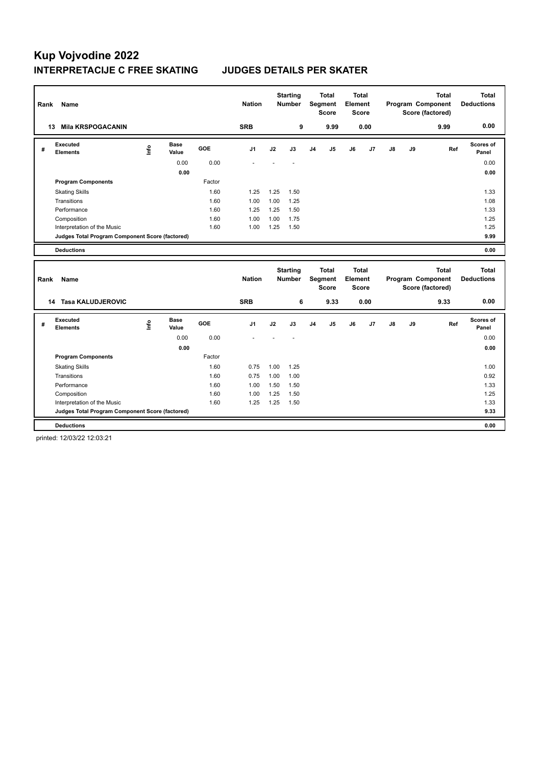# Kup Vojvodine 2022

## INTERPRETACIJE C FREE SKATING JUDGES DETAILS PER SKATER

| Rank | Name | Nation | Starting Number | Total Segment Score | Total Element Score | Total Program Component Score (factored) | Total Deductions |
|---|---|---|---|---|---|---|---|
| 13 | Mila KRSPOGACANIN | SRB | 9 | 9.99 | 0.00 | 9.99 | 0.00 |

| # | Executed Elements | Info | Base Value | GOE | J1 | J2 | J3 | J4 | J5 | J6 | J7 | J8 | J9 | Ref | Scores of Panel |
|---|---|---|---|---|---|---|---|---|---|---|---|---|---|---|---|
| | | | 0.00 | 0.00 | - | - | - | | | | | | | | 0.00 |
| | | | 0.00 | | | | | | | | | | | | 0.00 |
| | Program Components | | | Factor | | | | | | | | | | | |
| | Skating Skills | | | 1.60 | 1.25 | 1.25 | 1.50 | | | | | | | | 1.33 |
| | Transitions | | | 1.60 | 1.00 | 1.00 | 1.25 | | | | | | | | 1.08 |
| | Performance | | | 1.60 | 1.25 | 1.25 | 1.50 | | | | | | | | 1.33 |
| | Composition | | | 1.60 | 1.00 | 1.00 | 1.75 | | | | | | | | 1.25 |
| | Interpretation of the Music | | | 1.60 | 1.00 | 1.25 | 1.50 | | | | | | | | 1.25 |
| | Judges Total Program Component Score (factored) | | | | | | | | | | | | | | 9.99 |
| | Deductions | | | | | | | | | | | | | | 0.00 |

| Rank | Name | Nation | Starting Number | Total Segment Score | Total Element Score | Total Program Component Score (factored) | Total Deductions |
|---|---|---|---|---|---|---|---|
| 14 | Tasa KALUDJEROVIC | SRB | 6 | 9.33 | 0.00 | 9.33 | 0.00 |

| # | Executed Elements | Info | Base Value | GOE | J1 | J2 | J3 | J4 | J5 | J6 | J7 | J8 | J9 | Ref | Scores of Panel |
|---|---|---|---|---|---|---|---|---|---|---|---|---|---|---|---|
| | | | 0.00 | 0.00 | - | - | - | | | | | | | | 0.00 |
| | | | 0.00 | | | | | | | | | | | | 0.00 |
| | Program Components | | | Factor | | | | | | | | | | | |
| | Skating Skills | | | 1.60 | 0.75 | 1.00 | 1.25 | | | | | | | | 1.00 |
| | Transitions | | | 1.60 | 0.75 | 1.00 | 1.00 | | | | | | | | 0.92 |
| | Performance | | | 1.60 | 1.00 | 1.50 | 1.50 | | | | | | | | 1.33 |
| | Composition | | | 1.60 | 1.00 | 1.25 | 1.50 | | | | | | | | 1.25 |
| | Interpretation of the Music | | | 1.60 | 1.25 | 1.25 | 1.50 | | | | | | | | 1.33 |
| | Judges Total Program Component Score (factored) | | | | | | | | | | | | | | 9.33 |
| | Deductions | | | | | | | | | | | | | | 0.00 |

printed: 12/03/22 12:03:21